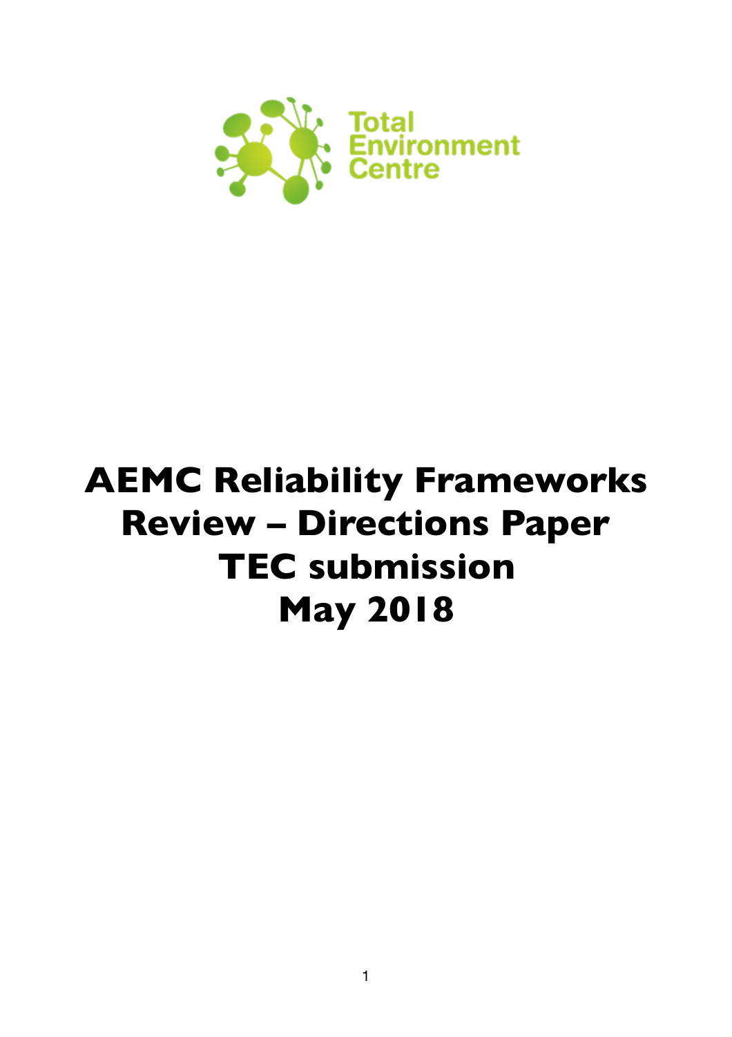Total Environment Centre

# AEMC Reliability Frameworks Review – Directions Paper TEC submission May 2018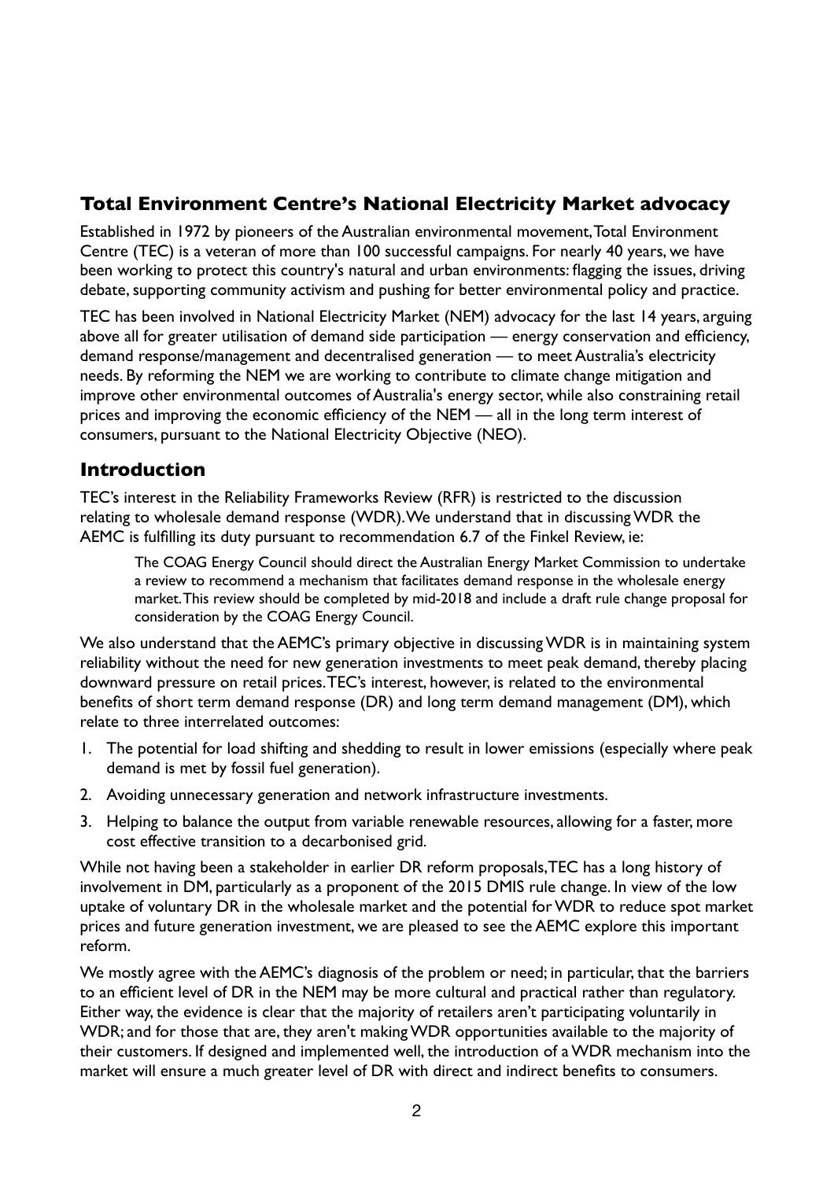## Total Environment Centre's National Electricity Market advocacy

Established in 1972 by pioneers of the Australian environmental movement, Total Environment Centre (TEC) is a veteran of more than 100 successful campaigns. For nearly 40 years, we have been working to protect this country's natural and urban environments: flagging the issues, driving debate, supporting community activism and pushing for better environmental policy and practice.

TEC has been involved in National Electricity Market (NEM) advocacy for the last 14 years, arguing above all for greater utilisation of demand side participation — energy conservation and efficiency, demand response/management and decentralised generation — to meet Australia's electricity needs. By reforming the NEM we are working to contribute to climate change mitigation and improve other environmental outcomes of Australia's energy sector, while also constraining retail prices and improving the economic efficiency of the NEM — all in the long term interest of consumers, pursuant to the National Electricity Objective (NEO).

## Introduction

TEC's interest in the Reliability Frameworks Review (RFR) is restricted to the discussion relating to wholesale demand response (WDR). We understand that in discussing WDR the AEMC is fulfilling its duty pursuant to recommendation 6.7 of the Finkel Review, ie:

> The COAG Energy Council should direct the Australian Energy Market Commission to undertake a review to recommend a mechanism that facilitates demand response in the wholesale energy market. This review should be completed by mid-2018 and include a draft rule change proposal for consideration by the COAG Energy Council.

We also understand that the AEMC's primary objective in discussing WDR is in maintaining system reliability without the need for new generation investments to meet peak demand, thereby placing downward pressure on retail prices. TEC's interest, however, is related to the environmental benefits of short term demand response (DR) and long term demand management (DM), which relate to three interrelated outcomes:

1. The potential for load shifting and shedding to result in lower emissions (especially where peak demand is met by fossil fuel generation).
2. Avoiding unnecessary generation and network infrastructure investments.
3. Helping to balance the output from variable renewable resources, allowing for a faster, more cost effective transition to a decarbonised grid.

While not having been a stakeholder in earlier DR reform proposals, TEC has a long history of involvement in DM, particularly as a proponent of the 2015 DMIS rule change. In view of the low uptake of voluntary DR in the wholesale market and the potential for WDR to reduce spot market prices and future generation investment, we are pleased to see the AEMC explore this important reform.

We mostly agree with the AEMC's diagnosis of the problem or need; in particular, that the barriers to an efficient level of DR in the NEM may be more cultural and practical rather than regulatory. Either way, the evidence is clear that the majority of retailers aren't participating voluntarily in WDR; and for those that are, they aren't making WDR opportunities available to the majority of their customers. If designed and implemented well, the introduction of a WDR mechanism into the market will ensure a much greater level of DR with direct and indirect benefits to consumers.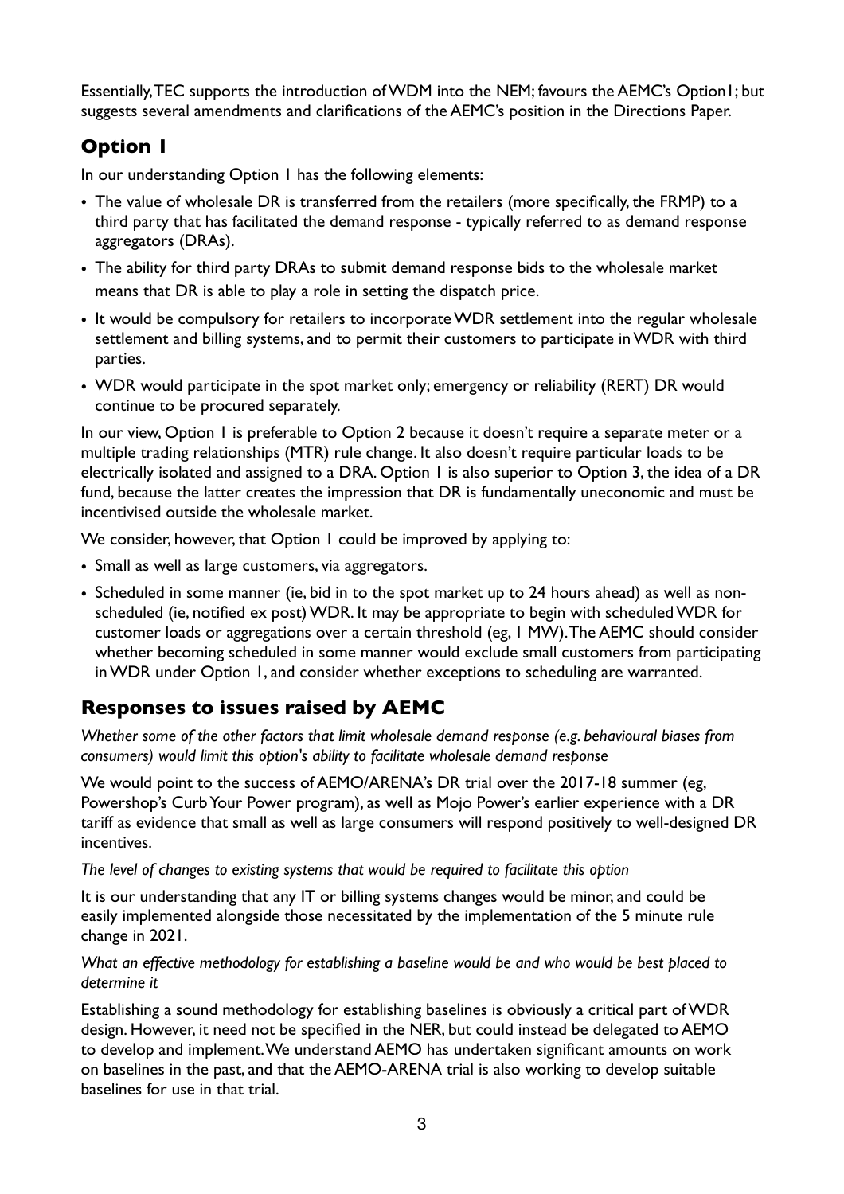Essentially, TEC supports the introduction of WDM into the NEM; favours the AEMC's Option1; but suggests several amendments and clarifications of the AEMC's position in the Directions Paper.

## Option 1

In our understanding Option 1 has the following elements:

- The value of wholesale DR is transferred from the retailers (more specifically, the FRMP) to a third party that has facilitated the demand response - typically referred to as demand response aggregators (DRAs).
- The ability for third party DRAs to submit demand response bids to the wholesale market means that DR is able to play a role in setting the dispatch price.
- It would be compulsory for retailers to incorporate WDR settlement into the regular wholesale settlement and billing systems, and to permit their customers to participate in WDR with third parties.
- WDR would participate in the spot market only; emergency or reliability (RERT) DR would continue to be procured separately.

In our view, Option 1 is preferable to Option 2 because it doesn't require a separate meter or a multiple trading relationships (MTR) rule change. It also doesn't require particular loads to be electrically isolated and assigned to a DRA. Option 1 is also superior to Option 3, the idea of a DR fund, because the latter creates the impression that DR is fundamentally uneconomic and must be incentivised outside the wholesale market.

We consider, however, that Option 1 could be improved by applying to:

- Small as well as large customers, via aggregators.
- Scheduled in some manner (ie, bid in to the spot market up to 24 hours ahead) as well as non-scheduled (ie, notified ex post) WDR. It may be appropriate to begin with scheduled WDR for customer loads or aggregations over a certain threshold (eg, 1 MW). The AEMC should consider whether becoming scheduled in some manner would exclude small customers from participating in WDR under Option 1, and consider whether exceptions to scheduling are warranted.

## Responses to issues raised by AEMC

*Whether some of the other factors that limit wholesale demand response (e.g. behavioural biases from consumers) would limit this option's ability to facilitate wholesale demand response*

We would point to the success of AEMO/ARENA's DR trial over the 2017-18 summer (eg, Powershop's Curb Your Power program), as well as Mojo Power's earlier experience with a DR tariff as evidence that small as well as large consumers will respond positively to well-designed DR incentives.

*The level of changes to existing systems that would be required to facilitate this option*

It is our understanding that any IT or billing systems changes would be minor, and could be easily implemented alongside those necessitated by the implementation of the 5 minute rule change in 2021.

*What an effective methodology for establishing a baseline would be and who would be best placed to determine it*

Establishing a sound methodology for establishing baselines is obviously a critical part of WDR design. However, it need not be specified in the NER, but could instead be delegated to AEMO to develop and implement. We understand AEMO has undertaken significant amounts on work on baselines in the past, and that the AEMO-ARENA trial is also working to develop suitable baselines for use in that trial.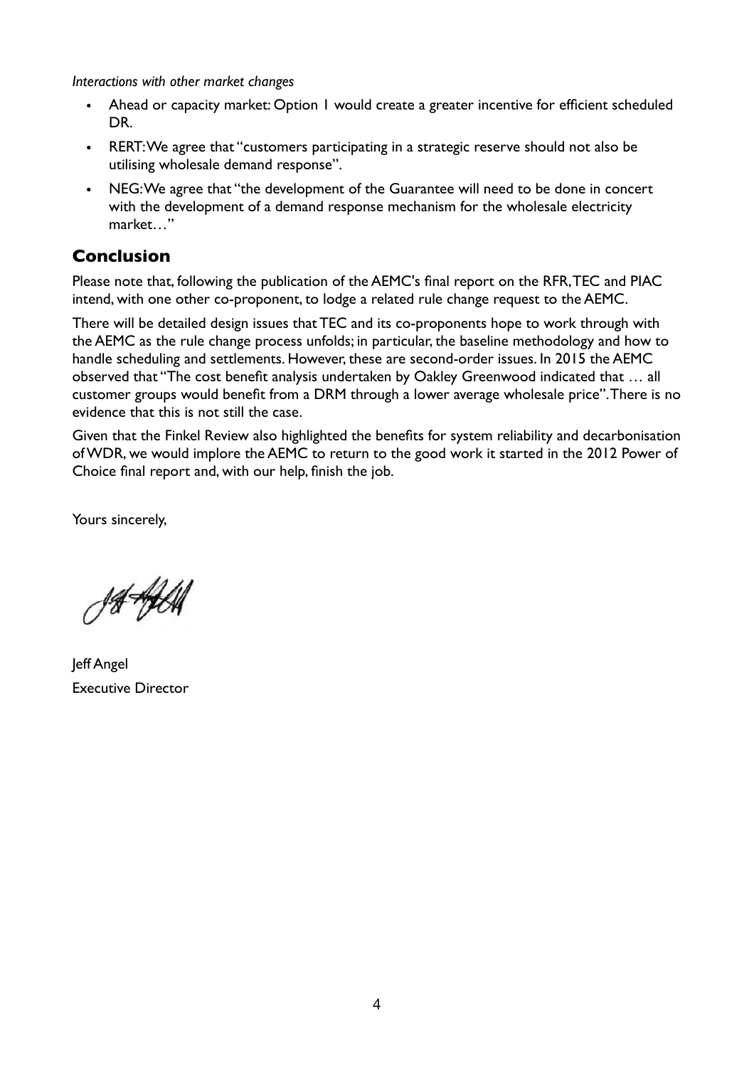*Interactions with other market changes*

- Ahead or capacity market: Option 1 would create a greater incentive for efficient scheduled DR.
- RERT: We agree that "customers participating in a strategic reserve should not also be utilising wholesale demand response".
- NEG: We agree that "the development of the Guarantee will need to be done in concert with the development of a demand response mechanism for the wholesale electricity market…"

## Conclusion

Please note that, following the publication of the AEMC's final report on the RFR, TEC and PIAC intend, with one other co-proponent, to lodge a related rule change request to the AEMC.

There will be detailed design issues that TEC and its co-proponents hope to work through with the AEMC as the rule change process unfolds; in particular, the baseline methodology and how to handle scheduling and settlements. However, these are second-order issues. In 2015 the AEMC observed that "The cost benefit analysis undertaken by Oakley Greenwood indicated that … all customer groups would benefit from a DRM through a lower average wholesale price". There is no evidence that this is not still the case.

Given that the Finkel Review also highlighted the benefits for system reliability and decarbonisation of WDR, we would implore the AEMC to return to the good work it started in the 2012 Power of Choice final report and, with our help, finish the job.

Yours sincerely,

Jeff Angel
Executive Director